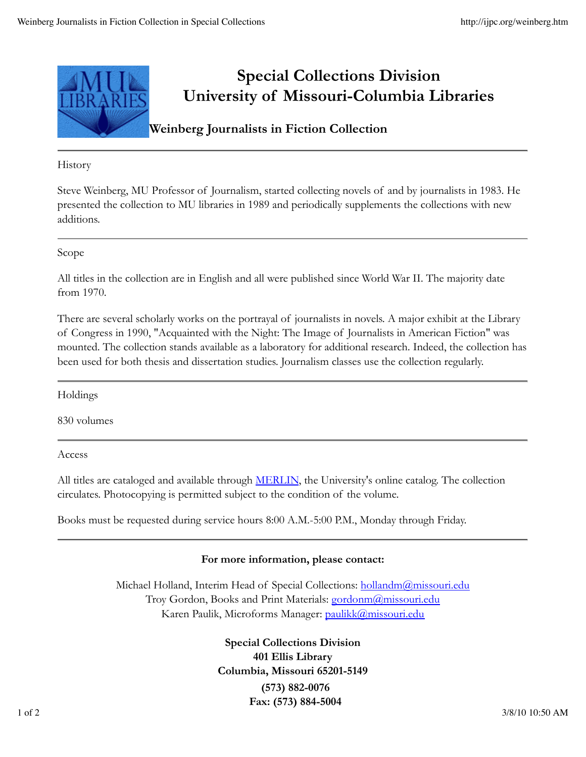# Special Collections Division
# University of Missouri-Columbia Libraries

## Weinberg Journalists in Fiction Collection

---

History

Steve Weinberg, MU Professor of Journalism, started collecting novels of and by journalists in 1983. He presented the collection to MU libraries in 1989 and periodically supplements the collections with new additions.

---

Scope

All titles in the collection are in English and all were published since World War II. The majority date from 1970.

There are several scholarly works on the portrayal of journalists in novels. A major exhibit at the Library of Congress in 1990, "Acquainted with the Night: The Image of Journalists in American Fiction" was mounted. The collection stands available as a laboratory for additional research. Indeed, the collection has been used for both thesis and dissertation studies. Journalism classes use the collection regularly.

---

Holdings

830 volumes

---

Access

All titles are cataloged and available through MERLIN, the University's online catalog. The collection circulates. Photocopying is permitted subject to the condition of the volume.

Books must be requested during service hours 8:00 A.M.-5:00 P.M., Monday through Friday.

---

**For more information, please contact:**

Michael Holland, Interim Head of Special Collections: hollandm@missouri.edu
Troy Gordon, Books and Print Materials: gordonm@missouri.edu
Karen Paulik, Microforms Manager: paulikk@missouri.edu

**Special Collections Division**
**401 Ellis Library**
**Columbia, Missouri 65201-5149**
**(573) 882-0076**
**Fax: (573) 884-5004**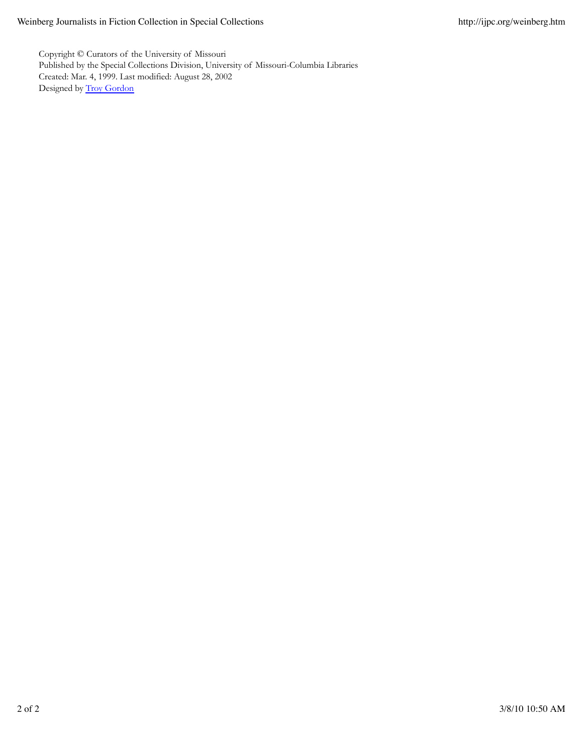Copyright © Curators of the University of Missouri
Published by the Special Collections Division, University of Missouri-Columbia Libraries
Created: Mar. 4, 1999. Last modified: August 28, 2002
Designed by [Troy Gordon]